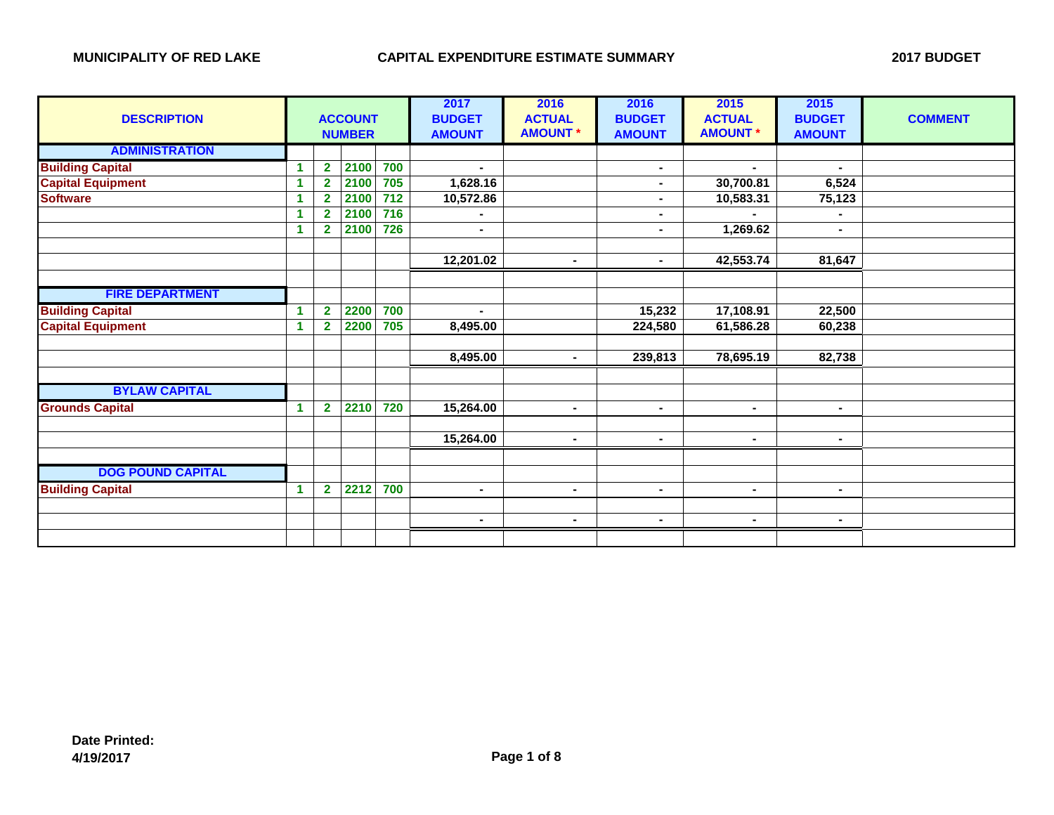**MUNICIPALITY OF RED LAKE** — **CAPITAL EXPENDITURE ESTIMATE SUMMARY** — **2017 BUDGET**

| DESCRIPTION | ACCOUNT NUMBER | | | | 2017 BUDGET AMOUNT | 2016 ACTUAL AMOUNT * | 2016 BUDGET AMOUNT | 2015 ACTUAL AMOUNT * | 2015 BUDGET AMOUNT | COMMENT |
|---|---|---|---|---|---|---|---|---|---|---|
| **ADMINISTRATION** | | | | | | | | | | |
| Building Capital | 1 | 2 | 2100 | 700 | - | | - | - | - | |
| Capital Equipment | 1 | 2 | 2100 | 705 | 1,628.16 | | - | 30,700.81 | 6,524 | |
| Software | 1 | 2 | 2100 | 712 | 10,572.86 | | - | 10,583.31 | 75,123 | |
| | 1 | 2 | 2100 | 716 | - | | - | - | - | |
| | 1 | 2 | 2100 | 726 | - | | - | 1,269.62 | - | |
| | | | | | | | | | | |
| | | | | | 12,201.02 | - | - | 42,553.74 | 81,647 | |
| | | | | | | | | | | |
| **FIRE DEPARTMENT** | | | | | | | | | | |
| Building Capital | 1 | 2 | 2200 | 700 | - | | 15,232 | 17,108.91 | 22,500 | |
| Capital Equipment | 1 | 2 | 2200 | 705 | 8,495.00 | | 224,580 | 61,586.28 | 60,238 | |
| | | | | | | | | | | |
| | | | | | 8,495.00 | - | 239,813 | 78,695.19 | 82,738 | |
| | | | | | | | | | | |
| **BYLAW CAPITAL** | | | | | | | | | | |
| Grounds Capital | 1 | 2 | 2210 | 720 | 15,264.00 | - | - | - | - | |
| | | | | | | | | | | |
| | | | | | 15,264.00 | - | - | - | - | |
| | | | | | | | | | | |
| **DOG POUND CAPITAL** | | | | | | | | | | |
| Building Capital | 1 | 2 | 2212 | 700 | - | - | - | - | - | |
| | | | | | | | | | | |
| | | | | | - | - | - | - | - | |

**Date Printed:**
**4/19/2017**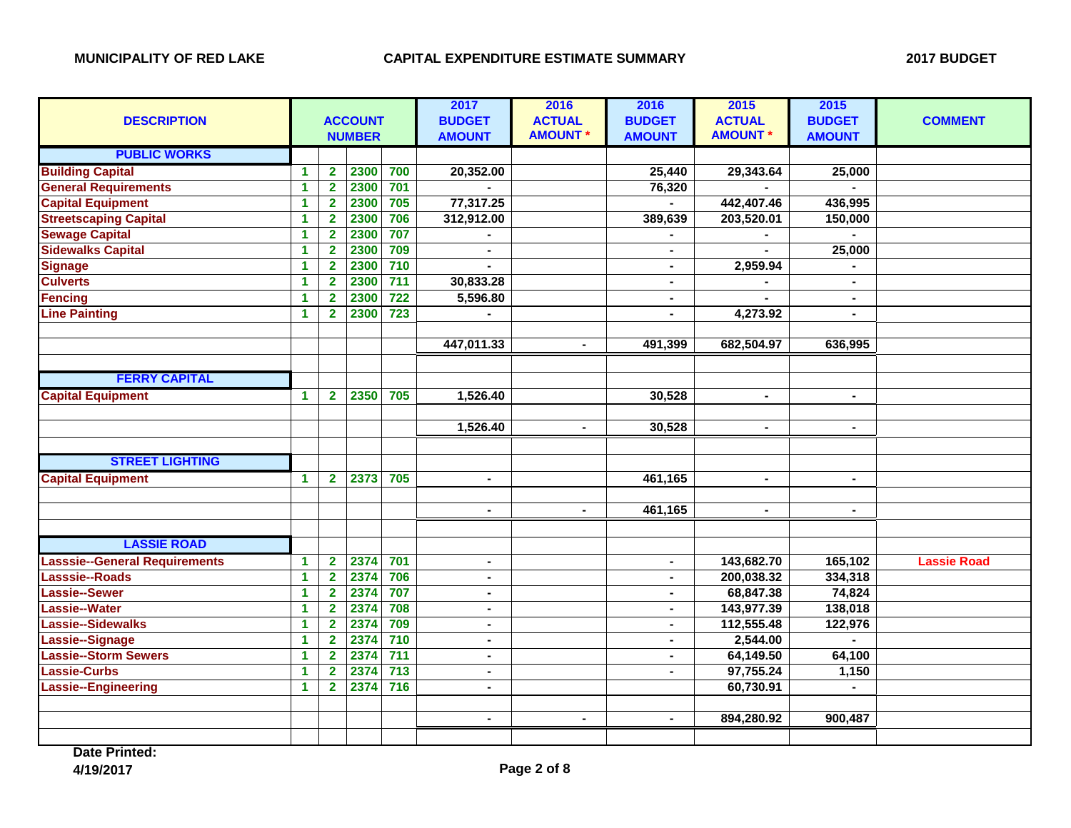**MUNICIPALITY OF RED LAKE** **CAPITAL EXPENDITURE ESTIMATE SUMMARY** **2017 BUDGET**

| DESCRIPTION | ACCOUNT NUMBER | | | | 2017 BUDGET AMOUNT | 2016 ACTUAL AMOUNT * | 2016 BUDGET AMOUNT | 2015 ACTUAL AMOUNT * | 2015 BUDGET AMOUNT | COMMENT |
|---|---|---|---|---|---|---|---|---|---|---|
| **PUBLIC WORKS** | | | | | | | | | | |
| Building Capital | 1 | 2 | 2300 | 700 | 20,352.00 | | 25,440 | 29,343.64 | 25,000 | |
| General Requirements | 1 | 2 | 2300 | 701 | - | | 76,320 | - | - | |
| Capital Equipment | 1 | 2 | 2300 | 705 | 77,317.25 | | - | 442,407.46 | 436,995 | |
| Streetscaping Capital | 1 | 2 | 2300 | 706 | 312,912.00 | | 389,639 | 203,520.01 | 150,000 | |
| Sewage Capital | 1 | 2 | 2300 | 707 | - | | - | - | - | |
| Sidewalks Capital | 1 | 2 | 2300 | 709 | - | | - | - | 25,000 | |
| Signage | 1 | 2 | 2300 | 710 | - | | - | 2,959.94 | - | |
| Culverts | 1 | 2 | 2300 | 711 | 30,833.28 | | - | - | - | |
| Fencing | 1 | 2 | 2300 | 722 | 5,596.80 | | - | - | - | |
| Line Painting | 1 | 2 | 2300 | 723 | - | | - | 4,273.92 | - | |
| | | | | | 447,011.33 | - | 491,399 | 682,504.97 | 636,995 | |
| **FERRY CAPITAL** | | | | | | | | | | |
| Capital Equipment | 1 | 2 | 2350 | 705 | 1,526.40 | | 30,528 | - | - | |
| | | | | | 1,526.40 | - | 30,528 | - | - | |
| **STREET LIGHTING** | | | | | | | | | | |
| Capital Equipment | 1 | 2 | 2373 | 705 | - | | 461,165 | - | - | |
| | | | | | - | - | 461,165 | - | - | |
| **LASSIE ROAD** | | | | | | | | | | |
| Lasssie--General Requirements | 1 | 2 | 2374 | 701 | - | | - | 143,682.70 | 165,102 | Lassie Road |
| Lasssie--Roads | 1 | 2 | 2374 | 706 | - | | - | 200,038.32 | 334,318 | |
| Lassie--Sewer | 1 | 2 | 2374 | 707 | - | | - | 68,847.38 | 74,824 | |
| Lassie--Water | 1 | 2 | 2374 | 708 | - | | - | 143,977.39 | 138,018 | |
| Lassie--Sidewalks | 1 | 2 | 2374 | 709 | - | | - | 112,555.48 | 122,976 | |
| Lassie--Signage | 1 | 2 | 2374 | 710 | - | | - | 2,544.00 | - | |
| Lassie--Storm Sewers | 1 | 2 | 2374 | 711 | - | | - | 64,149.50 | 64,100 | |
| Lassie-Curbs | 1 | 2 | 2374 | 713 | - | | - | 97,755.24 | 1,150 | |
| Lassie--Engineering | 1 | 2 | 2374 | 716 | - | | | 60,730.91 | - | |
| | | | | | - | - | - | 894,280.92 | 900,487 | |

**Date Printed:**
**4/19/2017**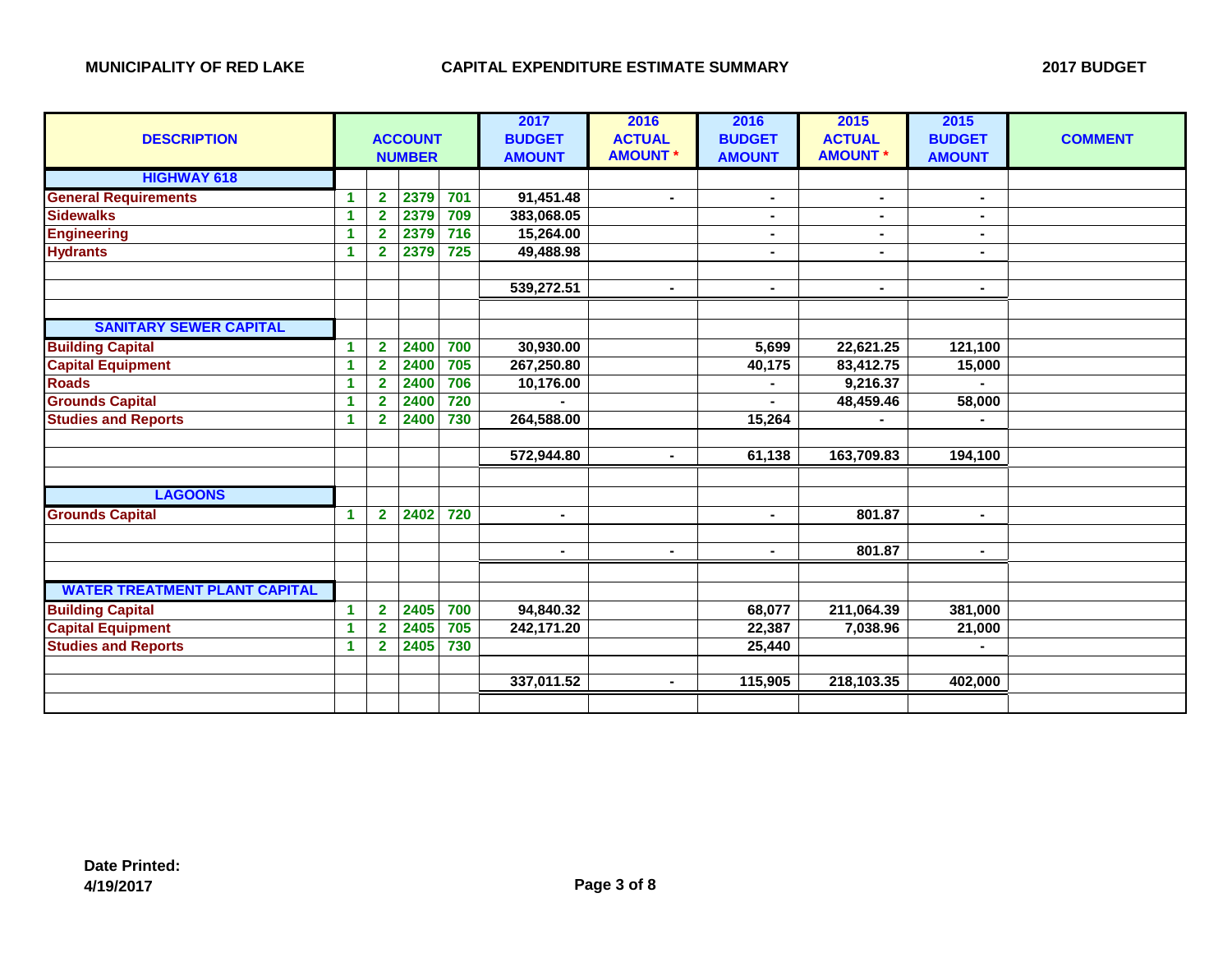**MUNICIPALITY OF RED LAKE** | **CAPITAL EXPENDITURE ESTIMATE SUMMARY** | **2017 BUDGET**

| DESCRIPTION | ACCOUNT NUMBER | | | | 2017 BUDGET AMOUNT | 2016 ACTUAL AMOUNT * | 2016 BUDGET AMOUNT | 2015 ACTUAL AMOUNT * | 2015 BUDGET AMOUNT | COMMENT |
|---|---|---|---|---|---|---|---|---|---|---|
| **HIGHWAY 618** | | | | | | | | | | |
| General Requirements | 1 | 2 | 2379 | 701 | 91,451.48 | - | - | - | - | |
| Sidewalks | 1 | 2 | 2379 | 709 | 383,068.05 | | - | - | - | |
| Engineering | 1 | 2 | 2379 | 716 | 15,264.00 | | - | - | - | |
| Hydrants | 1 | 2 | 2379 | 725 | 49,488.98 | | - | - | - | |
| | | | | | | | | | | |
| | | | | | 539,272.51 | - | - | - | - | |
| | | | | | | | | | | |
| **SANITARY SEWER CAPITAL** | | | | | | | | | | |
| Building Capital | 1 | 2 | 2400 | 700 | 30,930.00 | | 5,699 | 22,621.25 | 121,100 | |
| Capital Equipment | 1 | 2 | 2400 | 705 | 267,250.80 | | 40,175 | 83,412.75 | 15,000 | |
| Roads | 1 | 2 | 2400 | 706 | 10,176.00 | | - | 9,216.37 | - | |
| Grounds Capital | 1 | 2 | 2400 | 720 | - | | - | 48,459.46 | 58,000 | |
| Studies and Reports | 1 | 2 | 2400 | 730 | 264,588.00 | | 15,264 | - | - | |
| | | | | | | | | | | |
| | | | | | 572,944.80 | - | 61,138 | 163,709.83 | 194,100 | |
| | | | | | | | | | | |
| **LAGOONS** | | | | | | | | | | |
| Grounds Capital | 1 | 2 | 2402 | 720 | - | | - | 801.87 | - | |
| | | | | | | | | | | |
| | | | | | - | - | - | 801.87 | - | |
| | | | | | | | | | | |
| **WATER TREATMENT PLANT CAPITAL** | | | | | | | | | | |
| Building Capital | 1 | 2 | 2405 | 700 | 94,840.32 | | 68,077 | 211,064.39 | 381,000 | |
| Capital Equipment | 1 | 2 | 2405 | 705 | 242,171.20 | | 22,387 | 7,038.96 | 21,000 | |
| Studies and Reports | 1 | 2 | 2405 | 730 | | | 25,440 | | - | |
| | | | | | | | | | | |
| | | | | | 337,011.52 | - | 115,905 | 218,103.35 | 402,000 | |

**Date Printed:**
**4/19/2017**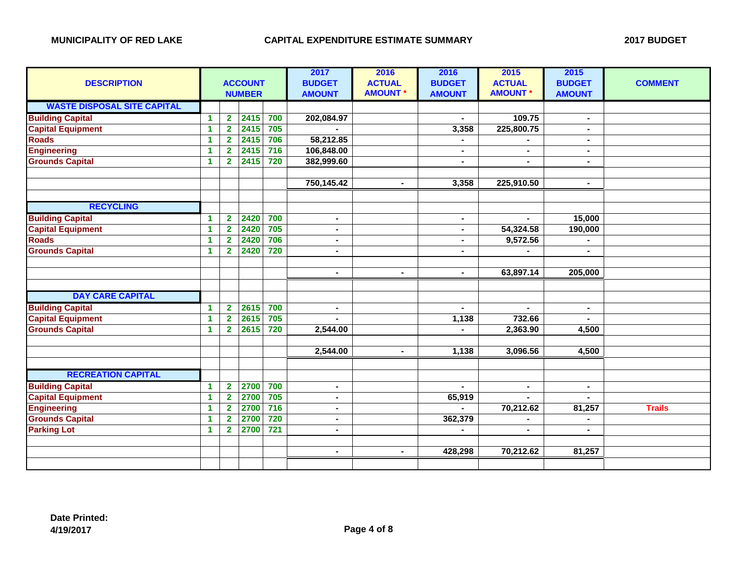**MUNICIPALITY OF RED LAKE** — **CAPITAL EXPENDITURE ESTIMATE SUMMARY** — **2017 BUDGET**

| DESCRIPTION | ACCOUNT NUMBER | | | | 2017 BUDGET AMOUNT | 2016 ACTUAL AMOUNT * | 2016 BUDGET AMOUNT | 2015 ACTUAL AMOUNT * | 2015 BUDGET AMOUNT | COMMENT |
|---|---|---|---|---|---|---|---|---|---|---|
| **WASTE DISPOSAL SITE CAPITAL** | | | | | | | | | | |
| Building Capital | 1 | 2 | 2415 | 700 | 202,084.97 | | - | 109.75 | - | |
| Capital Equipment | 1 | 2 | 2415 | 705 | - | | 3,358 | 225,800.75 | - | |
| Roads | 1 | 2 | 2415 | 706 | 58,212.85 | | - | - | - | |
| Engineering | 1 | 2 | 2415 | 716 | 106,848.00 | | - | - | - | |
| Grounds Capital | 1 | 2 | 2415 | 720 | 382,999.60 | | - | - | - | |
| | | | | | | | | | | |
| | | | | | 750,145.42 | - | 3,358 | 225,910.50 | - | |
| | | | | | | | | | | |
| **RECYCLING** | | | | | | | | | | |
| Building Capital | 1 | 2 | 2420 | 700 | - | | - | - | 15,000 | |
| Capital Equipment | 1 | 2 | 2420 | 705 | - | | - | 54,324.58 | 190,000 | |
| Roads | 1 | 2 | 2420 | 706 | - | | - | 9,572.56 | - | |
| Grounds Capital | 1 | 2 | 2420 | 720 | - | | - | - | - | |
| | | | | | | | | | | |
| | | | | | - | - | - | 63,897.14 | 205,000 | |
| | | | | | | | | | | |
| **DAY CARE CAPITAL** | | | | | | | | | | |
| Building Capital | 1 | 2 | 2615 | 700 | - | | - | - | - | |
| Capital Equipment | 1 | 2 | 2615 | 705 | - | | 1,138 | 732.66 | - | |
| Grounds Capital | 1 | 2 | 2615 | 720 | 2,544.00 | | - | 2,363.90 | 4,500 | |
| | | | | | | | | | | |
| | | | | | 2,544.00 | - | 1,138 | 3,096.56 | 4,500 | |
| | | | | | | | | | | |
| **RECREATION CAPITAL** | | | | | | | | | | |
| Building Capital | 1 | 2 | 2700 | 700 | - | | - | - | - | |
| Capital Equipment | 1 | 2 | 2700 | 705 | - | | 65,919 | - | - | |
| Engineering | 1 | 2 | 2700 | 716 | - | | - | 70,212.62 | 81,257 | Trails |
| Grounds Capital | 1 | 2 | 2700 | 720 | - | | 362,379 | - | - | |
| Parking Lot | 1 | 2 | 2700 | 721 | - | | - | - | - | |
| | | | | | | | | | | |
| | | | | | - | - | 428,298 | 70,212.62 | 81,257 | |

**Date Printed:**
**4/19/2017**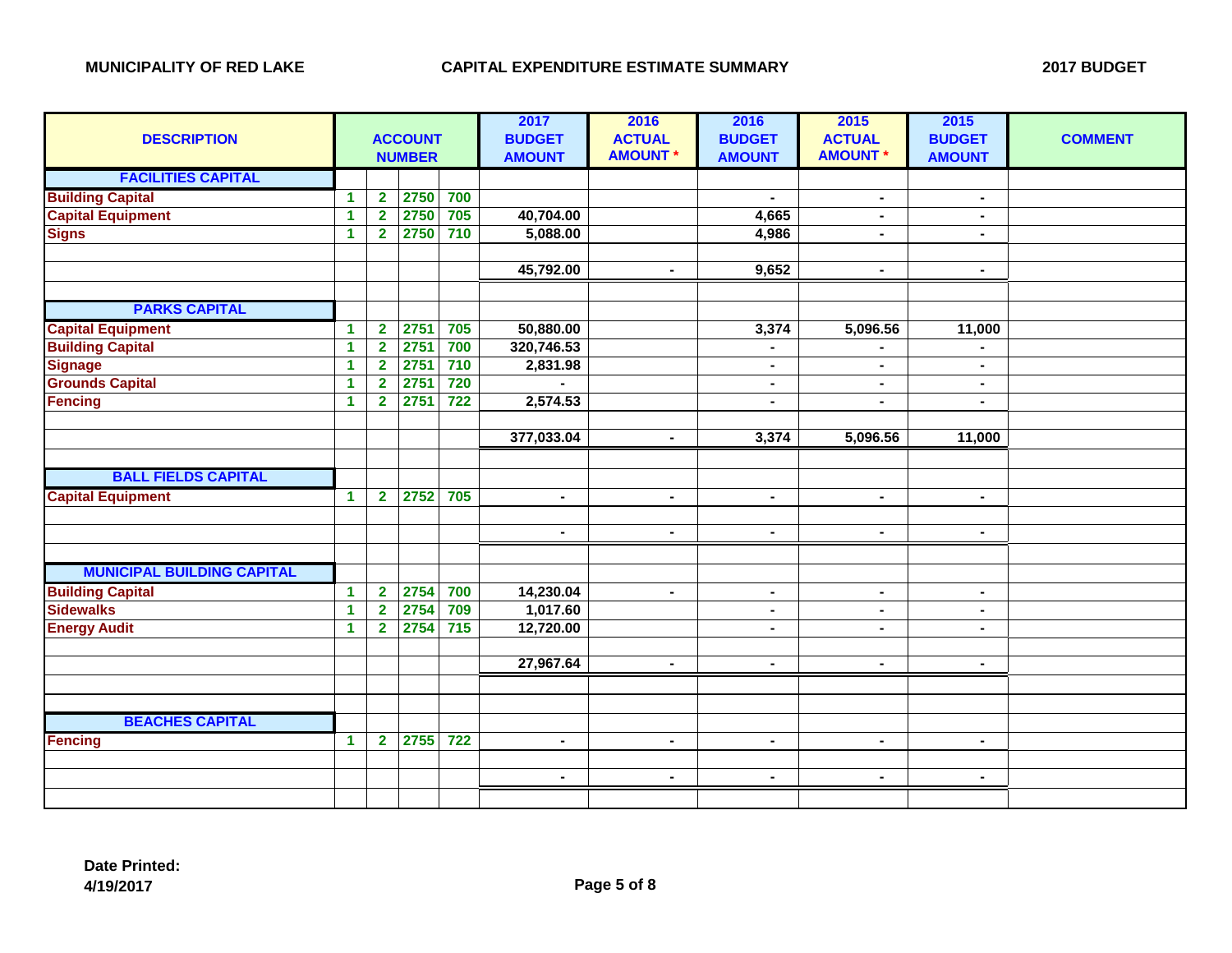**MUNICIPALITY OF RED LAKE** **CAPITAL EXPENDITURE ESTIMATE SUMMARY** **2017 BUDGET**

| DESCRIPTION | ACCOUNT NUMBER | | | | 2017 BUDGET AMOUNT | 2016 ACTUAL AMOUNT * | 2016 BUDGET AMOUNT | 2015 ACTUAL AMOUNT * | 2015 BUDGET AMOUNT | COMMENT |
|---|---|---|---|---|---|---|---|---|---|---|
| **FACILITIES CAPITAL** | | | | | | | | | | |
| Building Capital | 1 | 2 | 2750 | 700 | | | - | - | - | |
| Capital Equipment | 1 | 2 | 2750 | 705 | 40,704.00 | | 4,665 | - | - | |
| Signs | 1 | 2 | 2750 | 710 | 5,088.00 | | 4,986 | - | - | |
| | | | | | 45,792.00 | - | 9,652 | - | - | |
| **PARKS CAPITAL** | | | | | | | | | | |
| Capital Equipment | 1 | 2 | 2751 | 705 | 50,880.00 | | 3,374 | 5,096.56 | 11,000 | |
| Building Capital | 1 | 2 | 2751 | 700 | 320,746.53 | | - | - | - | |
| Signage | 1 | 2 | 2751 | 710 | 2,831.98 | | - | - | - | |
| Grounds Capital | 1 | 2 | 2751 | 720 | - | | - | - | - | |
| Fencing | 1 | 2 | 2751 | 722 | 2,574.53 | | - | - | - | |
| | | | | | 377,033.04 | - | 3,374 | 5,096.56 | 11,000 | |
| **BALL FIELDS CAPITAL** | | | | | | | | | | |
| Capital Equipment | 1 | 2 | 2752 | 705 | - | - | - | - | - | |
| | | | | | - | - | - | - | - | |
| **MUNICIPAL BUILDING CAPITAL** | | | | | | | | | | |
| Building Capital | 1 | 2 | 2754 | 700 | 14,230.04 | - | - | - | - | |
| Sidewalks | 1 | 2 | 2754 | 709 | 1,017.60 | | - | - | - | |
| Energy Audit | 1 | 2 | 2754 | 715 | 12,720.00 | | - | - | - | |
| | | | | | 27,967.64 | - | - | - | - | |
| **BEACHES CAPITAL** | | | | | | | | | | |
| Fencing | 1 | 2 | 2755 | 722 | - | - | - | - | - | |
| | | | | | - | - | - | - | - | |

**Date Printed:**
**4/19/2017**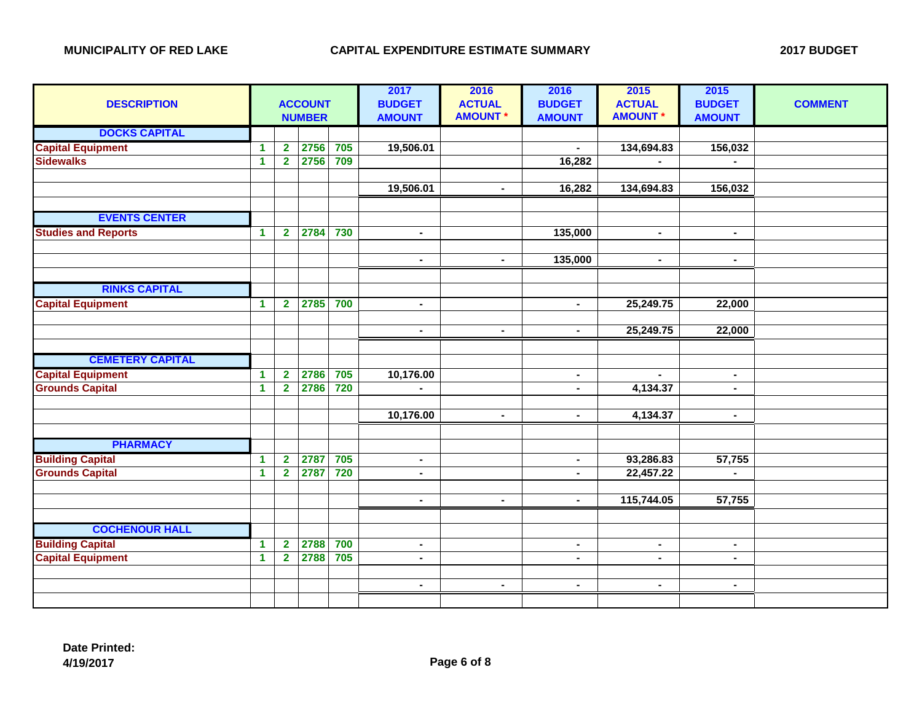**MUNICIPALITY OF RED LAKE** **CAPITAL EXPENDITURE ESTIMATE SUMMARY** **2017 BUDGET**

| DESCRIPTION | ACCOUNT NUMBER | | | | 2017 BUDGET AMOUNT | 2016 ACTUAL AMOUNT * | 2016 BUDGET AMOUNT | 2015 ACTUAL AMOUNT * | 2015 BUDGET AMOUNT | COMMENT |
|---|---|---|---|---|---|---|---|---|---|---|
| **DOCKS CAPITAL** | | | | | | | | | | |
| Capital Equipment | 1 | 2 | 2756 | 705 | 19,506.01 | | - | 134,694.83 | 156,032 | |
| Sidewalks | 1 | 2 | 2756 | 709 | | | 16,282 | - | - | |
| | | | | | | | | | | |
| | | | | | 19,506.01 | - | 16,282 | 134,694.83 | 156,032 | |
| | | | | | | | | | | |
| **EVENTS CENTER** | | | | | | | | | | |
| Studies and Reports | 1 | 2 | 2784 | 730 | - | | 135,000 | - | - | |
| | | | | | | | | | | |
| | | | | | - | - | 135,000 | - | - | |
| | | | | | | | | | | |
| **RINKS CAPITAL** | | | | | | | | | | |
| Capital Equipment | 1 | 2 | 2785 | 700 | - | | - | 25,249.75 | 22,000 | |
| | | | | | | | | | | |
| | | | | | - | - | - | 25,249.75 | 22,000 | |
| | | | | | | | | | | |
| **CEMETERY CAPITAL** | | | | | | | | | | |
| Capital Equipment | 1 | 2 | 2786 | 705 | 10,176.00 | | - | - | - | |
| Grounds Capital | 1 | 2 | 2786 | 720 | - | | - | 4,134.37 | - | |
| | | | | | | | | | | |
| | | | | | 10,176.00 | - | - | 4,134.37 | - | |
| | | | | | | | | | | |
| **PHARMACY** | | | | | | | | | | |
| Building Capital | 1 | 2 | 2787 | 705 | - | | - | 93,286.83 | 57,755 | |
| Grounds Capital | 1 | 2 | 2787 | 720 | - | | - | 22,457.22 | - | |
| | | | | | | | | | | |
| | | | | | - | - | - | 115,744.05 | 57,755 | |
| | | | | | | | | | | |
| **COCHENOUR HALL** | | | | | | | | | | |
| Building Capital | 1 | 2 | 2788 | 700 | - | | - | - | - | |
| Capital Equipment | 1 | 2 | 2788 | 705 | - | | - | - | - | |
| | | | | | | | | | | |
| | | | | | - | - | - | - | - | |
| | | | | | | | | | | |

**Date Printed:**
**4/19/2017**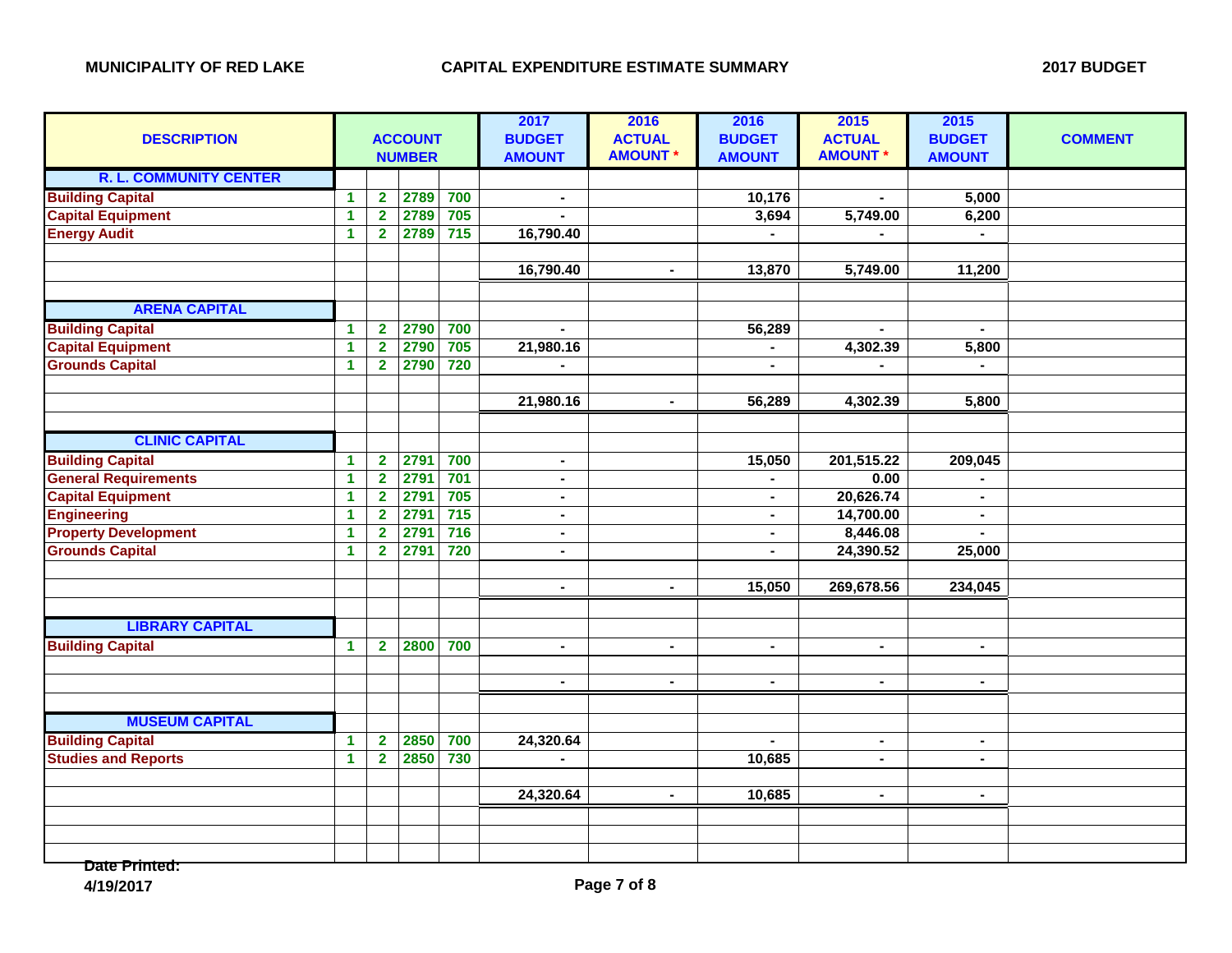**MUNICIPALITY OF RED LAKE** | **CAPITAL EXPENDITURE ESTIMATE SUMMARY** | **2017 BUDGET**

| DESCRIPTION | ACCOUNT NUMBER | | | | 2017 BUDGET AMOUNT | 2016 ACTUAL AMOUNT * | 2016 BUDGET AMOUNT | 2015 ACTUAL AMOUNT * | 2015 BUDGET AMOUNT | COMMENT |
|---|---|---|---|---|---|---|---|---|---|---|
| **R. L. COMMUNITY CENTER** | | | | | | | | | | |
| Building Capital | 1 | 2 | 2789 | 700 | - | | 10,176 | - | 5,000 | |
| Capital Equipment | 1 | 2 | 2789 | 705 | - | | 3,694 | 5,749.00 | 6,200 | |
| Energy Audit | 1 | 2 | 2789 | 715 | 16,790.40 | | - | - | - | |
| | | | | | | | | | | |
| | | | | | 16,790.40 | - | 13,870 | 5,749.00 | 11,200 | |
| | | | | | | | | | | |
| **ARENA CAPITAL** | | | | | | | | | | |
| Building Capital | 1 | 2 | 2790 | 700 | - | | 56,289 | - | - | |
| Capital Equipment | 1 | 2 | 2790 | 705 | 21,980.16 | | - | 4,302.39 | 5,800 | |
| Grounds Capital | 1 | 2 | 2790 | 720 | - | | - | - | - | |
| | | | | | | | | | | |
| | | | | | 21,980.16 | - | 56,289 | 4,302.39 | 5,800 | |
| | | | | | | | | | | |
| **CLINIC CAPITAL** | | | | | | | | | | |
| Building Capital | 1 | 2 | 2791 | 700 | - | | 15,050 | 201,515.22 | 209,045 | |
| General Requirements | 1 | 2 | 2791 | 701 | - | | - | 0.00 | - | |
| Capital Equipment | 1 | 2 | 2791 | 705 | - | | - | 20,626.74 | - | |
| Engineering | 1 | 2 | 2791 | 715 | - | | - | 14,700.00 | - | |
| Property Development | 1 | 2 | 2791 | 716 | - | | - | 8,446.08 | - | |
| Grounds Capital | 1 | 2 | 2791 | 720 | - | | - | 24,390.52 | 25,000 | |
| | | | | | | | | | | |
| | | | | | - | - | 15,050 | 269,678.56 | 234,045 | |
| | | | | | | | | | | |
| **LIBRARY CAPITAL** | | | | | | | | | | |
| Building Capital | 1 | 2 | 2800 | 700 | - | - | - | - | - | |
| | | | | | | | | | | |
| | | | | | - | - | - | - | - | |
| | | | | | | | | | | |
| **MUSEUM CAPITAL** | | | | | | | | | | |
| Building Capital | 1 | 2 | 2850 | 700 | 24,320.64 | | - | - | - | |
| Studies and Reports | 1 | 2 | 2850 | 730 | - | | 10,685 | - | - | |
| | | | | | | | | | | |
| | | | | | 24,320.64 | - | 10,685 | - | - | |

Date Printed:
4/19/2017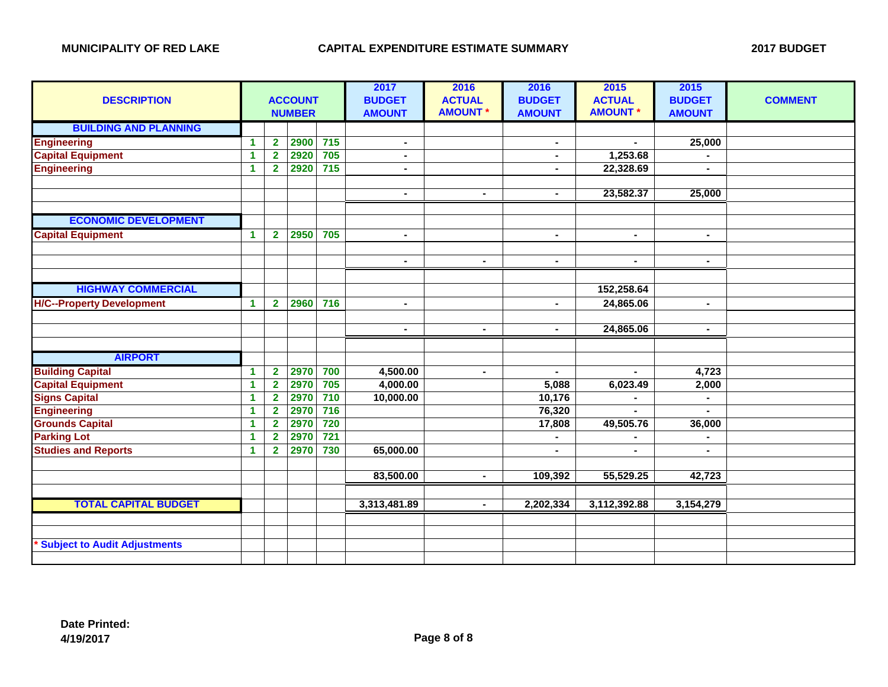**MUNICIPALITY OF RED LAKE** | **CAPITAL EXPENDITURE ESTIMATE SUMMARY** | **2017 BUDGET**

| DESCRIPTION | ACCOUNT NUMBER | | | | 2017 BUDGET AMOUNT | 2016 ACTUAL AMOUNT * | 2016 BUDGET AMOUNT | 2015 ACTUAL AMOUNT * | 2015 BUDGET AMOUNT | COMMENT |
|---|---|---|---|---|---|---|---|---|---|---|
| **BUILDING AND PLANNING** | | | | | | | | | | |
| Engineering | 1 | 2 | 2900 | 715 | - | | - | - | 25,000 | |
| Capital Equipment | 1 | 2 | 2920 | 705 | - | | - | 1,253.68 | - | |
| Engineering | 1 | 2 | 2920 | 715 | - | | - | 22,328.69 | - | |
| | | | | | | | | | | |
| | | | | | - | - | - | 23,582.37 | 25,000 | |
| | | | | | | | | | | |
| **ECONOMIC DEVELOPMENT** | | | | | | | | | | |
| Capital Equipment | 1 | 2 | 2950 | 705 | - | | - | - | - | |
| | | | | | | | | | | |
| | | | | | - | - | - | - | - | |
| | | | | | | | | | | |
| **HIGHWAY COMMERCIAL** | | | | | | | | 152,258.64 | | |
| H/C--Property Development | 1 | 2 | 2960 | 716 | - | | - | 24,865.06 | - | |
| | | | | | | | | | | |
| | | | | | - | - | - | 24,865.06 | - | |
| | | | | | | | | | | |
| **AIRPORT** | | | | | | | | | | |
| Building Capital | 1 | 2 | 2970 | 700 | 4,500.00 | - | - | - | 4,723 | |
| Capital Equipment | 1 | 2 | 2970 | 705 | 4,000.00 | | 5,088 | 6,023.49 | 2,000 | |
| Signs Capital | 1 | 2 | 2970 | 710 | 10,000.00 | | 10,176 | - | - | |
| Engineering | 1 | 2 | 2970 | 716 | | | 76,320 | - | - | |
| Grounds Capital | 1 | 2 | 2970 | 720 | | | 17,808 | 49,505.76 | 36,000 | |
| Parking Lot | 1 | 2 | 2970 | 721 | | | - | - | - | |
| Studies and Reports | 1 | 2 | 2970 | 730 | 65,000.00 | | - | - | - | |
| | | | | | | | | | | |
| | | | | | 83,500.00 | - | 109,392 | 55,529.25 | 42,723 | |
| | | | | | | | | | | |
| **TOTAL CAPITAL BUDGET** | | | | | 3,313,481.89 | - | 2,202,334 | 3,112,392.88 | 3,154,279 | |
| | | | | | | | | | | |
| | | | | | | | | | | |
| * Subject to Audit Adjustments | | | | | | | | | | |

**Date Printed:**
**4/19/2017**